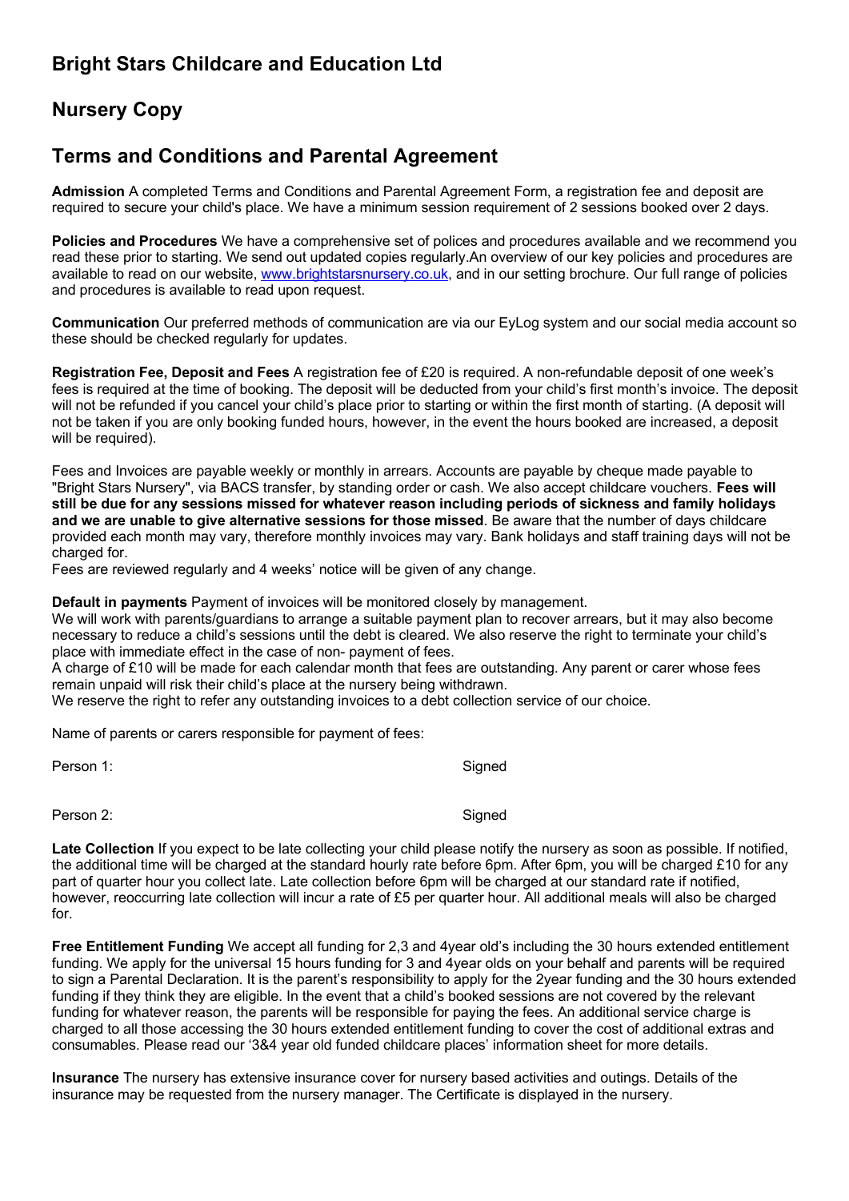## Bright Stars Childcare and Education Ltd

## Nursery Copy

## Terms and Conditions and Parental Agreement

**Admission** A completed Terms and Conditions and Parental Agreement Form, a registration fee and deposit are required to secure your child's place. We have a minimum session requirement of 2 sessions booked over 2 days.

**Policies and Procedures** We have a comprehensive set of polices and procedures available and we recommend you read these prior to starting. We send out updated copies regularly.An overview of our key policies and procedures are available to read on our website, www.brightstarsnursery.co.uk, and in our setting brochure. Our full range of policies and procedures is available to read upon request.

**Communication** Our preferred methods of communication are via our EyLog system and our social media account so these should be checked regularly for updates.

**Registration Fee, Deposit and Fees** A registration fee of £20 is required. A non-refundable deposit of one week's fees is required at the time of booking. The deposit will be deducted from your child's first month's invoice. The deposit will not be refunded if you cancel your child's place prior to starting or within the first month of starting. (A deposit will not be taken if you are only booking funded hours, however, in the event the hours booked are increased, a deposit will be required).

Fees and Invoices are payable weekly or monthly in arrears. Accounts are payable by cheque made payable to "Bright Stars Nursery", via BACS transfer, by standing order or cash. We also accept childcare vouchers. **Fees will still be due for any sessions missed for whatever reason including periods of sickness and family holidays and we are unable to give alternative sessions for those missed**. Be aware that the number of days childcare provided each month may vary, therefore monthly invoices may vary. Bank holidays and staff training days will not be charged for.
Fees are reviewed regularly and 4 weeks' notice will be given of any change.

**Default in payments** Payment of invoices will be monitored closely by management.
We will work with parents/guardians to arrange a suitable payment plan to recover arrears, but it may also become necessary to reduce a child's sessions until the debt is cleared. We also reserve the right to terminate your child's place with immediate effect in the case of non- payment of fees.
A charge of £10 will be made for each calendar month that fees are outstanding. Any parent or carer whose fees remain unpaid will risk their child's place at the nursery being withdrawn.
We reserve the right to refer any outstanding invoices to a debt collection service of our choice.

Name of parents or carers responsible for payment of fees:

Person 1: Signed

Person 2: Signed

**Late Collection** If you expect to be late collecting your child please notify the nursery as soon as possible. If notified, the additional time will be charged at the standard hourly rate before 6pm. After 6pm, you will be charged £10 for any part of quarter hour you collect late. Late collection before 6pm will be charged at our standard rate if notified, however, reoccurring late collection will incur a rate of £5 per quarter hour. All additional meals will also be charged for.

**Free Entitlement Funding** We accept all funding for 2,3 and 4year old's including the 30 hours extended entitlement funding. We apply for the universal 15 hours funding for 3 and 4year olds on your behalf and parents will be required to sign a Parental Declaration. It is the parent's responsibility to apply for the 2year funding and the 30 hours extended funding if they think they are eligible. In the event that a child's booked sessions are not covered by the relevant funding for whatever reason, the parents will be responsible for paying the fees. An additional service charge is charged to all those accessing the 30 hours extended entitlement funding to cover the cost of additional extras and consumables. Please read our '3&4 year old funded childcare places' information sheet for more details.

**Insurance** The nursery has extensive insurance cover for nursery based activities and outings. Details of the insurance may be requested from the nursery manager. The Certificate is displayed in the nursery.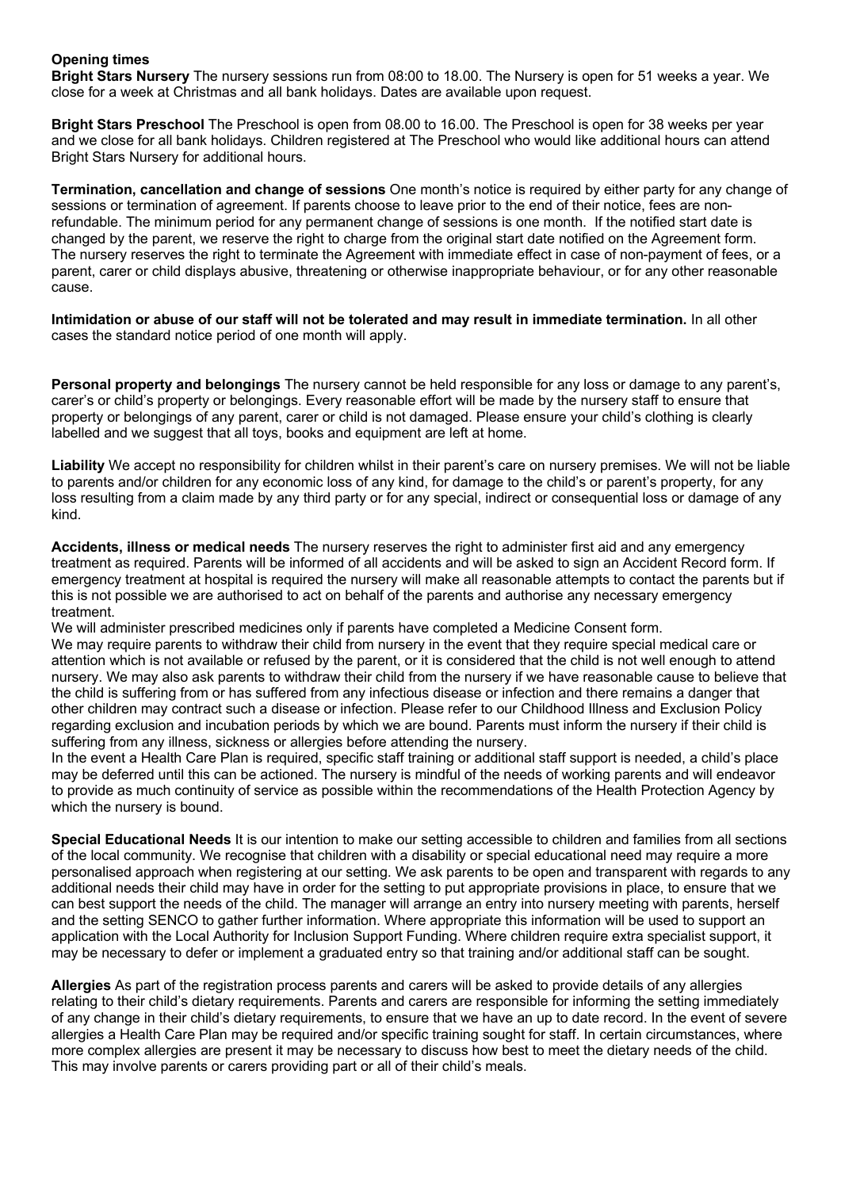**Opening times**

**Bright Stars Nursery** The nursery sessions run from 08:00 to 18.00. The Nursery is open for 51 weeks a year. We close for a week at Christmas and all bank holidays. Dates are available upon request.

**Bright Stars Preschool** The Preschool is open from 08.00 to 16.00. The Preschool is open for 38 weeks per year and we close for all bank holidays. Children registered at The Preschool who would like additional hours can attend Bright Stars Nursery for additional hours.

**Termination, cancellation and change of sessions** One month's notice is required by either party for any change of sessions or termination of agreement. If parents choose to leave prior to the end of their notice, fees are non-refundable. The minimum period for any permanent change of sessions is one month. If the notified start date is changed by the parent, we reserve the right to charge from the original start date notified on the Agreement form. The nursery reserves the right to terminate the Agreement with immediate effect in case of non-payment of fees, or a parent, carer or child displays abusive, threatening or otherwise inappropriate behaviour, or for any other reasonable cause.

**Intimidation or abuse of our staff will not be tolerated and may result in immediate termination.** In all other cases the standard notice period of one month will apply.

**Personal property and belongings** The nursery cannot be held responsible for any loss or damage to any parent's, carer's or child's property or belongings. Every reasonable effort will be made by the nursery staff to ensure that property or belongings of any parent, carer or child is not damaged. Please ensure your child's clothing is clearly labelled and we suggest that all toys, books and equipment are left at home.

**Liability** We accept no responsibility for children whilst in their parent's care on nursery premises. We will not be liable to parents and/or children for any economic loss of any kind, for damage to the child's or parent's property, for any loss resulting from a claim made by any third party or for any special, indirect or consequential loss or damage of any kind.

**Accidents, illness or medical needs** The nursery reserves the right to administer first aid and any emergency treatment as required. Parents will be informed of all accidents and will be asked to sign an Accident Record form. If emergency treatment at hospital is required the nursery will make all reasonable attempts to contact the parents but if this is not possible we are authorised to act on behalf of the parents and authorise any necessary emergency treatment.

We will administer prescribed medicines only if parents have completed a Medicine Consent form.

We may require parents to withdraw their child from nursery in the event that they require special medical care or attention which is not available or refused by the parent, or it is considered that the child is not well enough to attend nursery. We may also ask parents to withdraw their child from the nursery if we have reasonable cause to believe that the child is suffering from or has suffered from any infectious disease or infection and there remains a danger that other children may contract such a disease or infection. Please refer to our Childhood Illness and Exclusion Policy regarding exclusion and incubation periods by which we are bound. Parents must inform the nursery if their child is suffering from any illness, sickness or allergies before attending the nursery.

In the event a Health Care Plan is required, specific staff training or additional staff support is needed, a child's place may be deferred until this can be actioned. The nursery is mindful of the needs of working parents and will endeavor to provide as much continuity of service as possible within the recommendations of the Health Protection Agency by which the nursery is bound.

**Special Educational Needs** It is our intention to make our setting accessible to children and families from all sections of the local community. We recognise that children with a disability or special educational need may require a more personalised approach when registering at our setting. We ask parents to be open and transparent with regards to any additional needs their child may have in order for the setting to put appropriate provisions in place, to ensure that we can best support the needs of the child. The manager will arrange an entry into nursery meeting with parents, herself and the setting SENCO to gather further information. Where appropriate this information will be used to support an application with the Local Authority for Inclusion Support Funding. Where children require extra specialist support, it may be necessary to defer or implement a graduated entry so that training and/or additional staff can be sought.

**Allergies** As part of the registration process parents and carers will be asked to provide details of any allergies relating to their child's dietary requirements. Parents and carers are responsible for informing the setting immediately of any change in their child's dietary requirements, to ensure that we have an up to date record. In the event of severe allergies a Health Care Plan may be required and/or specific training sought for staff. In certain circumstances, where more complex allergies are present it may be necessary to discuss how best to meet the dietary needs of the child. This may involve parents or carers providing part or all of their child's meals.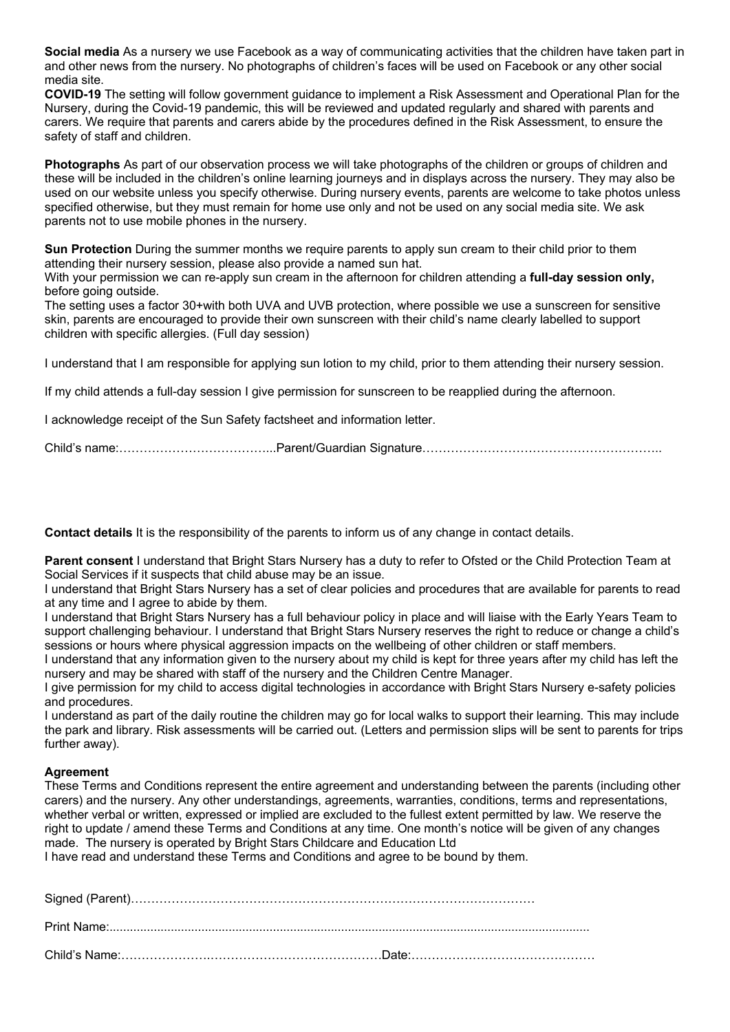**Social media** As a nursery we use Facebook as a way of communicating activities that the children have taken part in and other news from the nursery. No photographs of children's faces will be used on Facebook or any other social media site.

**COVID-19** The setting will follow government guidance to implement a Risk Assessment and Operational Plan for the Nursery, during the Covid-19 pandemic, this will be reviewed and updated regularly and shared with parents and carers. We require that parents and carers abide by the procedures defined in the Risk Assessment, to ensure the safety of staff and children.

**Photographs** As part of our observation process we will take photographs of the children or groups of children and these will be included in the children's online learning journeys and in displays across the nursery. They may also be used on our website unless you specify otherwise. During nursery events, parents are welcome to take photos unless specified otherwise, but they must remain for home use only and not be used on any social media site. We ask parents not to use mobile phones in the nursery.

**Sun Protection** During the summer months we require parents to apply sun cream to their child prior to them attending their nursery session, please also provide a named sun hat.

With your permission we can re-apply sun cream in the afternoon for children attending a **full-day session only,** before going outside.

The setting uses a factor 30+with both UVA and UVB protection, where possible we use a sunscreen for sensitive skin, parents are encouraged to provide their own sunscreen with their child's name clearly labelled to support children with specific allergies. (Full day session)

I understand that I am responsible for applying sun lotion to my child, prior to them attending their nursery session.

If my child attends a full-day session I give permission for sunscreen to be reapplied during the afternoon.

I acknowledge receipt of the Sun Safety factsheet and information letter.

Child's name:………………………………...Parent/Guardian Signature…………………………………………………..

**Contact details** It is the responsibility of the parents to inform us of any change in contact details.

**Parent consent** I understand that Bright Stars Nursery has a duty to refer to Ofsted or the Child Protection Team at Social Services if it suspects that child abuse may be an issue.

I understand that Bright Stars Nursery has a set of clear policies and procedures that are available for parents to read at any time and I agree to abide by them.

I understand that Bright Stars Nursery has a full behaviour policy in place and will liaise with the Early Years Team to support challenging behaviour. I understand that Bright Stars Nursery reserves the right to reduce or change a child's sessions or hours where physical aggression impacts on the wellbeing of other children or staff members.

I understand that any information given to the nursery about my child is kept for three years after my child has left the nursery and may be shared with staff of the nursery and the Children Centre Manager.

I give permission for my child to access digital technologies in accordance with Bright Stars Nursery e-safety policies and procedures.

I understand as part of the daily routine the children may go for local walks to support their learning. This may include the park and library. Risk assessments will be carried out. (Letters and permission slips will be sent to parents for trips further away).

**Agreement**

These Terms and Conditions represent the entire agreement and understanding between the parents (including other carers) and the nursery. Any other understandings, agreements, warranties, conditions, terms and representations, whether verbal or written, expressed or implied are excluded to the fullest extent permitted by law. We reserve the right to update / amend these Terms and Conditions at any time. One month's notice will be given of any changes made. The nursery is operated by Bright Stars Childcare and Education Ltd

I have read and understand these Terms and Conditions and agree to be bound by them.

Signed (Parent)………………………………………………………………………………………

Print Name:.................................................................................................................................

Child's Name:………………….……………………………………Date:………………………………………